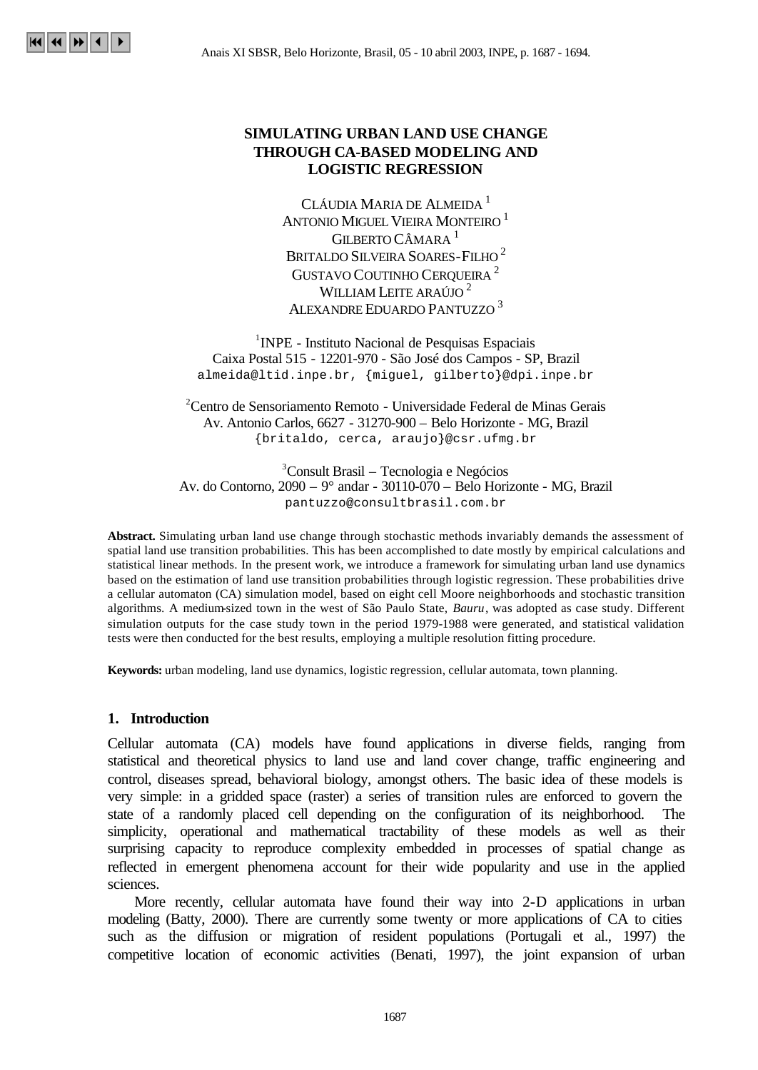# SIMULATING URBAN LAND USE CHANGE THROUGH CA-BASED MODELING AND LOGISTIC REGRESSION

CLÁUDIA MARIA DE ALMEIDA [1]
ANTONIO MIGUEL VIEIRA MONTEIRO [1]
GILBERTO CÂMARA [1]
BRITALDO SILVEIRA SOARES-FILHO [2]
GUSTAVO COUTINHO CERQUEIRA [2]
WILLIAM LEITE ARAÚJO [2]
ALEXANDRE EDUARDO PANTUZZO [3]

[1]INPE - Instituto Nacional de Pesquisas Espaciais
Caixa Postal 515 - 12201-970 - São José dos Campos - SP, Brazil
almeida@ltid.inpe.br, {miguel, gilberto}@dpi.inpe.br

[2]Centro de Sensoriamento Remoto - Universidade Federal de Minas Gerais
Av. Antonio Carlos, 6627 - 31270-900 – Belo Horizonte - MG, Brazil
{britaldo, cerca, araujo}@csr.ufmg.br

[3]Consult Brasil – Tecnologia e Negócios
Av. do Contorno, 2090 – 9° andar - 30110-070 – Belo Horizonte - MG, Brazil
pantuzzo@consultbrasil.com.br

**Abstract.** Simulating urban land use change through stochastic methods invariably demands the assessment of spatial land use transition probabilities. This has been accomplished to date mostly by empirical calculations and statistical linear methods. In the present work, we introduce a framework for simulating urban land use dynamics based on the estimation of land use transition probabilities through logistic regression. These probabilities drive a cellular automaton (CA) simulation model, based on eight cell Moore neighborhoods and stochastic transition algorithms. A medium-sized town in the west of São Paulo State, *Bauru*, was adopted as case study. Different simulation outputs for the case study town in the period 1979-1988 were generated, and statistical validation tests were then conducted for the best results, employing a multiple resolution fitting procedure.

**Keywords:** urban modeling, land use dynamics, logistic regression, cellular automata, town planning.

## 1. Introduction

Cellular automata (CA) models have found applications in diverse fields, ranging from statistical and theoretical physics to land use and land cover change, traffic engineering and control, diseases spread, behavioral biology, amongst others. The basic idea of these models is very simple: in a gridded space (raster) a series of transition rules are enforced to govern the state of a randomly placed cell depending on the configuration of its neighborhood. The simplicity, operational and mathematical tractability of these models as well as their surprising capacity to reproduce complexity embedded in processes of spatial change as reflected in emergent phenomena account for their wide popularity and use in the applied sciences.

More recently, cellular automata have found their way into 2-D applications in urban modeling (Batty, 2000). There are currently some twenty or more applications of CA to cities such as the diffusion or migration of resident populations (Portugali et al., 1997) the competitive location of economic activities (Benati, 1997), the joint expansion of urban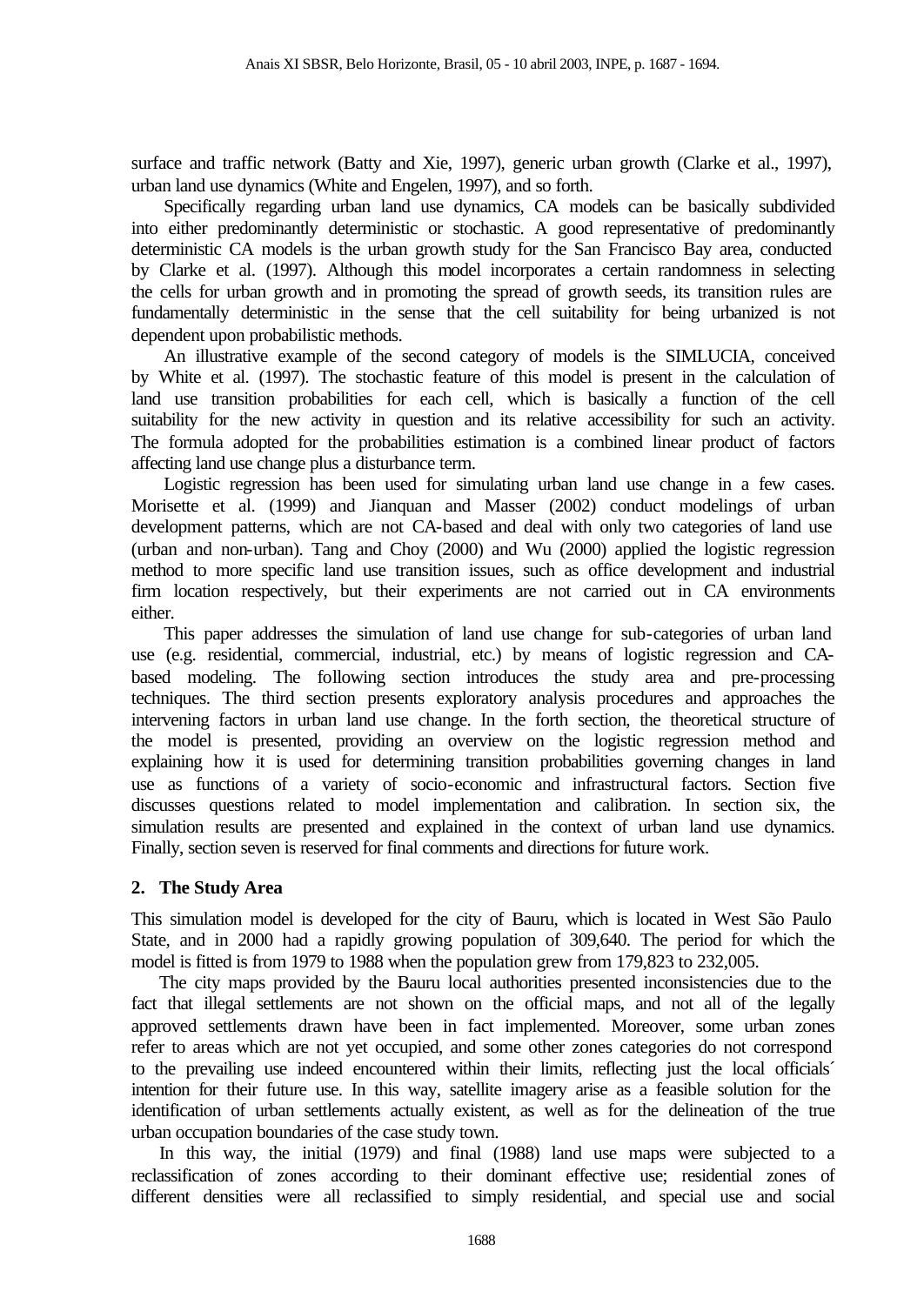surface and traffic network (Batty and Xie, 1997), generic urban growth (Clarke et al., 1997), urban land use dynamics (White and Engelen, 1997), and so forth.

Specifically regarding urban land use dynamics, CA models can be basically subdivided into either predominantly deterministic or stochastic. A good representative of predominantly deterministic CA models is the urban growth study for the San Francisco Bay area, conducted by Clarke et al. (1997). Although this model incorporates a certain randomness in selecting the cells for urban growth and in promoting the spread of growth seeds, its transition rules are fundamentally deterministic in the sense that the cell suitability for being urbanized is not dependent upon probabilistic methods.

An illustrative example of the second category of models is the SIMLUCIA, conceived by White et al. (1997). The stochastic feature of this model is present in the calculation of land use transition probabilities for each cell, which is basically a function of the cell suitability for the new activity in question and its relative accessibility for such an activity. The formula adopted for the probabilities estimation is a combined linear product of factors affecting land use change plus a disturbance term.

Logistic regression has been used for simulating urban land use change in a few cases. Morisette et al. (1999) and Jianquan and Masser (2002) conduct modelings of urban development patterns, which are not CA-based and deal with only two categories of land use (urban and non-urban). Tang and Choy (2000) and Wu (2000) applied the logistic regression method to more specific land use transition issues, such as office development and industrial firm location respectively, but their experiments are not carried out in CA environments either.

This paper addresses the simulation of land use change for sub-categories of urban land use (e.g. residential, commercial, industrial, etc.) by means of logistic regression and CA-based modeling. The following section introduces the study area and pre-processing techniques. The third section presents exploratory analysis procedures and approaches the intervening factors in urban land use change. In the forth section, the theoretical structure of the model is presented, providing an overview on the logistic regression method and explaining how it is used for determining transition probabilities governing changes in land use as functions of a variety of socio-economic and infrastructural factors. Section five discusses questions related to model implementation and calibration. In section six, the simulation results are presented and explained in the context of urban land use dynamics. Finally, section seven is reserved for final comments and directions for future work.

## 2. The Study Area

This simulation model is developed for the city of Bauru, which is located in West São Paulo State, and in 2000 had a rapidly growing population of 309,640. The period for which the model is fitted is from 1979 to 1988 when the population grew from 179,823 to 232,005.

The city maps provided by the Bauru local authorities presented inconsistencies due to the fact that illegal settlements are not shown on the official maps, and not all of the legally approved settlements drawn have been in fact implemented. Moreover, some urban zones refer to areas which are not yet occupied, and some other zones categories do not correspond to the prevailing use indeed encountered within their limits, reflecting just the local officials´ intention for their future use. In this way, satellite imagery arise as a feasible solution for the identification of urban settlements actually existent, as well as for the delineation of the true urban occupation boundaries of the case study town.

In this way, the initial (1979) and final (1988) land use maps were subjected to a reclassification of zones according to their dominant effective use; residential zones of different densities were all reclassified to simply residential, and special use and social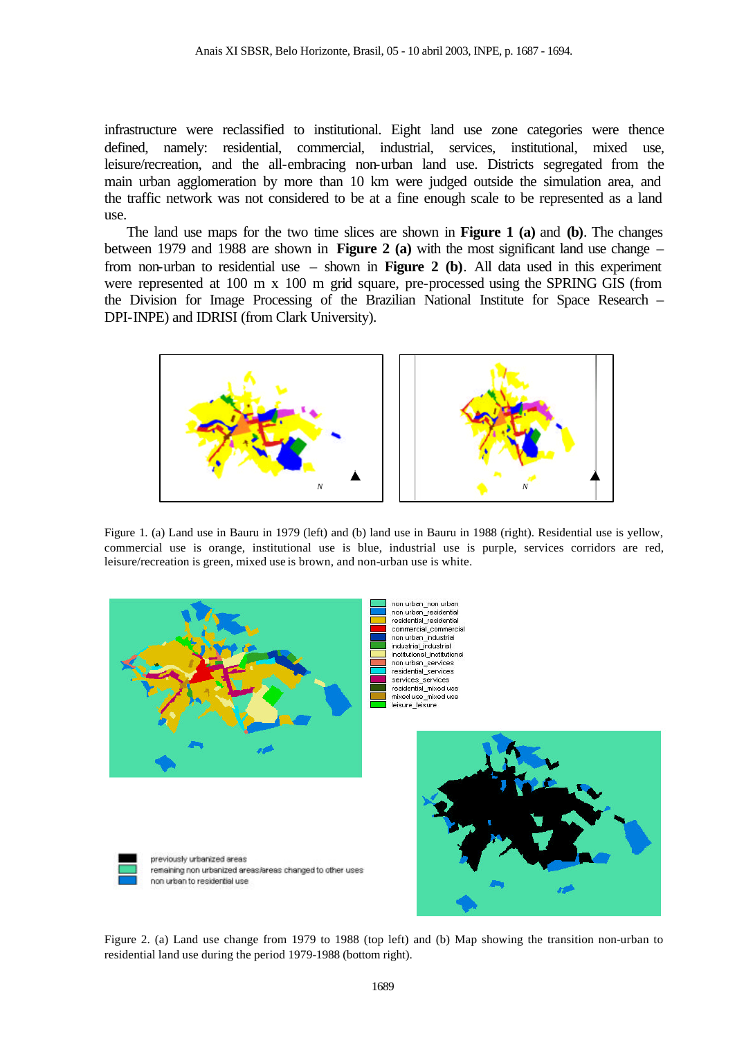infrastructure were reclassified to institutional. Eight land use zone categories were thence defined, namely: residential, commercial, industrial, services, institutional, mixed use, leisure/recreation, and the all-embracing non-urban land use. Districts segregated from the main urban agglomeration by more than 10 km were judged outside the simulation area, and the traffic network was not considered to be at a fine enough scale to be represented as a land use.

The land use maps for the two time slices are shown in **Figure 1 (a)** and **(b)**. The changes between 1979 and 1988 are shown in **Figure 2 (a)** with the most significant land use change – from non-urban to residential use – shown in **Figure 2 (b)**. All data used in this experiment were represented at 100 m x 100 m grid square, pre-processed using the SPRING GIS (from the Division for Image Processing of the Brazilian National Institute for Space Research – DPI-INPE) and IDRISI (from Clark University).

Figure 1. (a) Land use in Bauru in 1979 (left) and (b) land use in Bauru in 1988 (right). Residential use is yellow, commercial use is orange, institutional use is blue, industrial use is purple, services corridors are red, leisure/recreation is green, mixed use is brown, and non-urban use is white.

Figure 2. (a) Land use change from 1979 to 1988 (top left) and (b) Map showing the transition non-urban to residential land use during the period 1979-1988 (bottom right).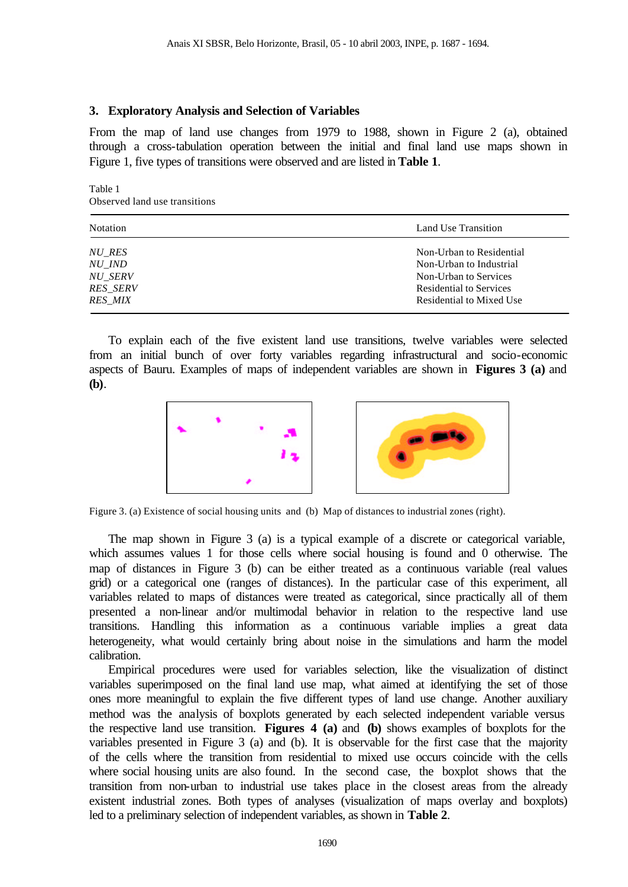## 3. Exploratory Analysis and Selection of Variables

From the map of land use changes from 1979 to 1988, shown in Figure 2 (a), obtained through a cross-tabulation operation between the initial and final land use maps shown in Figure 1, five types of transitions were observed and are listed in **Table 1**.

Table 1
Observed land use transitions

| Notation | Land Use Transition |
|---|---|
| *NU_RES* | Non-Urban to Residential |
| *NU_IND* | Non-Urban to Industrial |
| *NU_SERV* | Non-Urban to Services |
| *RES_SERV* | Residential to Services |
| *RES_MIX* | Residential to Mixed Use |

To explain each of the five existent land use transitions, twelve variables were selected from an initial bunch of over forty variables regarding infrastructural and socio-economic aspects of Bauru. Examples of maps of independent variables are shown in **Figures 3 (a)** and **(b)**.

Figure 3. (a) Existence of social housing units and (b) Map of distances to industrial zones (right).

The map shown in Figure 3 (a) is a typical example of a discrete or categorical variable, which assumes values 1 for those cells where social housing is found and 0 otherwise. The map of distances in Figure 3 (b) can be either treated as a continuous variable (real values grid) or a categorical one (ranges of distances). In the particular case of this experiment, all variables related to maps of distances were treated as categorical, since practically all of them presented a non-linear and/or multimodal behavior in relation to the respective land use transitions. Handling this information as a continuous variable implies a great data heterogeneity, what would certainly bring about noise in the simulations and harm the model calibration.

Empirical procedures were used for variables selection, like the visualization of distinct variables superimposed on the final land use map, what aimed at identifying the set of those ones more meaningful to explain the five different types of land use change. Another auxiliary method was the analysis of boxplots generated by each selected independent variable versus the respective land use transition. **Figures 4 (a)** and **(b)** shows examples of boxplots for the variables presented in Figure 3 (a) and (b). It is observable for the first case that the majority of the cells where the transition from residential to mixed use occurs coincide with the cells where social housing units are also found. In the second case, the boxplot shows that the transition from non-urban to industrial use takes place in the closest areas from the already existent industrial zones. Both types of analyses (visualization of maps overlay and boxplots) led to a preliminary selection of independent variables, as shown in **Table 2**.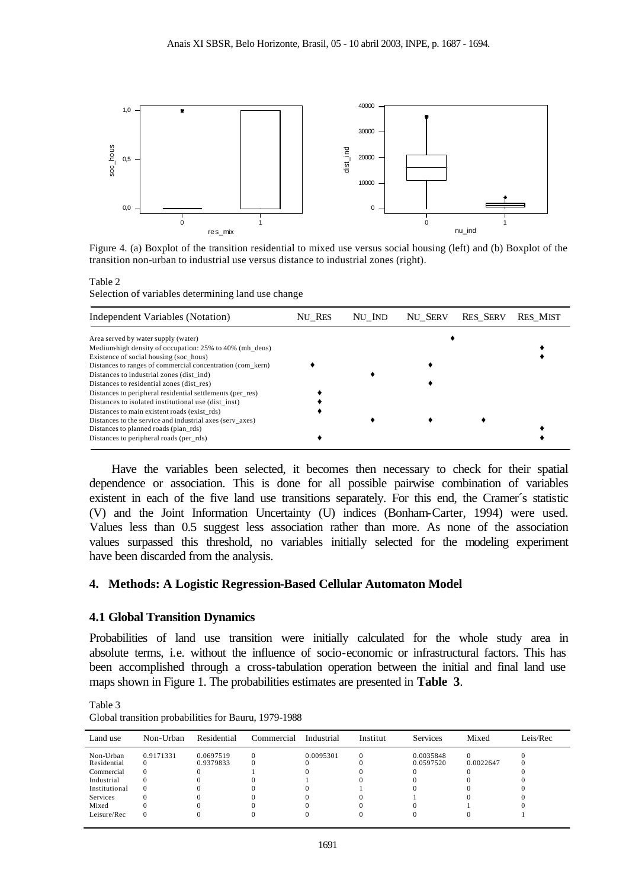Figure 4. (a) Boxplot of the transition residential to mixed use versus social housing (left) and (b) Boxplot of the transition non-urban to industrial use versus distance to industrial zones (right).

Table 2
Selection of variables determining land use change

| Independent Variables (Notation) | NU_RES | NU_IND | NU_SERV | RES_SERV | RES_MIST |
|---|---|---|---|---|---|
| Area served by water supply (water) | | | | ♦ | |
| Medium-high density of occupation: 25% to 40% (mh_dens) | | | | | ♦ |
| Existence of social housing (soc_hous) | | | | | ♦ |
| Distances to ranges of commercial concentration (com_kern) | ♦ | | ♦ | | |
| Distances to industrial zones (dist_ind) | | ♦ | | | |
| Distances to residential zones (dist_res) | | | ♦ | | |
| Distances to peripheral residential settlements (per_res) | ♦ | | | | |
| Distances to isolated institutional use (dist_inst) | ♦ | | | | |
| Distances to main existent roads (exist_rds) | ♦ | | | | |
| Distances to the service and industrial axes (serv_axes) | | ♦ | ♦ | ♦ | |
| Distances to planned roads (plan_rds) | | | | | ♦ |
| Distances to peripheral roads (per_rds) | ♦ | | | | ♦ |

Have the variables been selected, it becomes then necessary to check for their spatial dependence or association. This is done for all possible pairwise combination of variables existent in each of the five land use transitions separately. For this end, the Cramer´s statistic (V) and the Joint Information Uncertainty (U) indices (Bonham-Carter, 1994) were used. Values less than 0.5 suggest less association rather than more. As none of the association values surpassed this threshold, no variables initially selected for the modeling experiment have been discarded from the analysis.

## 4. Methods: A Logistic Regression-Based Cellular Automaton Model

### 4.1 Global Transition Dynamics

Probabilities of land use transition were initially calculated for the whole study area in absolute terms, i.e. without the influence of socio-economic or infrastructural factors. This has been accomplished through a cross-tabulation operation between the initial and final land use maps shown in Figure 1. The probabilities estimates are presented in **Table 3**.

Table 3
Global transition probabilities for Bauru, 1979-1988

| Land use | Non-Urban | Residential | Commercial | Industrial | Institut | Services | Mixed | Leis/Rec |
|---|---|---|---|---|---|---|---|---|
| Non-Urban | 0.9171331 | 0.0697519 | 0 | 0.0095301 | 0 | 0.0035848 | 0 | 0 |
| Residential | 0 | 0.9379833 | 0 | 0 | 0 | 0.0597520 | 0.0022647 | 0 |
| Commercial | 0 | 0 | 1 | 0 | 0 | 0 | 0 | 0 |
| Industrial | 0 | 0 | 0 | 1 | 0 | 0 | 0 | 0 |
| Institutional | 0 | 0 | 0 | 0 | 1 | 0 | 0 | 0 |
| Services | 0 | 0 | 0 | 0 | 0 | 1 | 0 | 0 |
| Mixed | 0 | 0 | 0 | 0 | 0 | 0 | 1 | 0 |
| Leisure/Rec | 0 | 0 | 0 | 0 | 0 | 0 | 0 | 1 |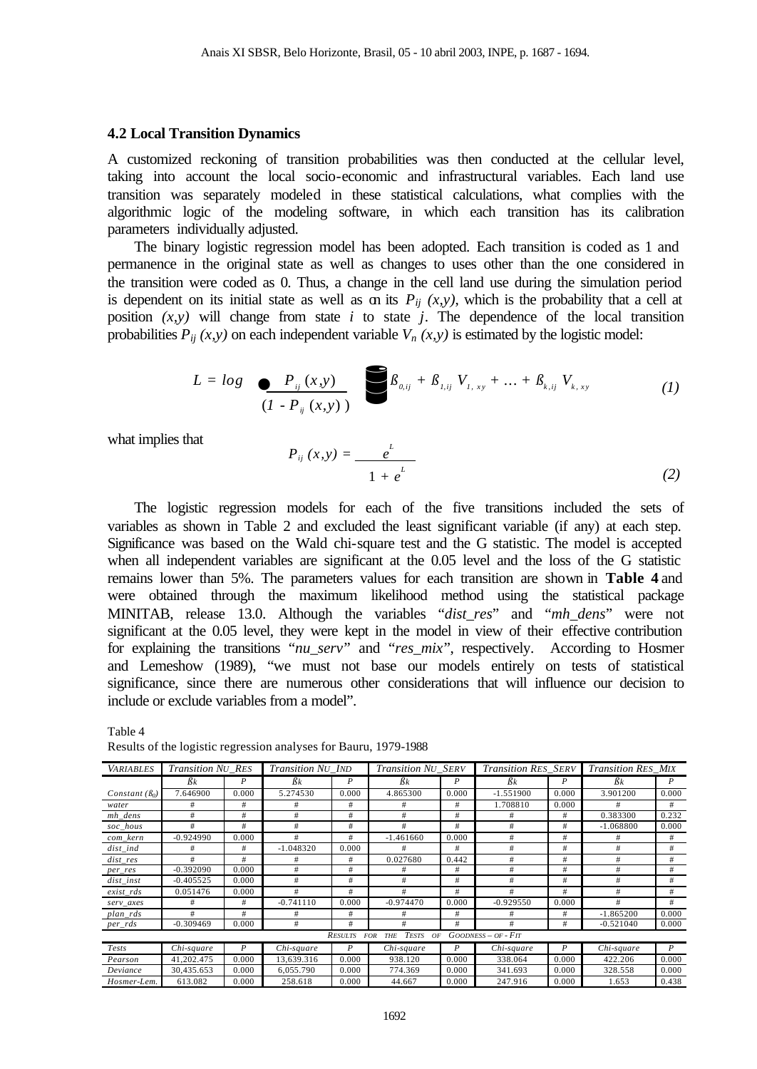### 4.2 Local Transition Dynamics

A customized reckoning of transition probabilities was then conducted at the cellular level, taking into account the local socio-economic and infrastructural variables. Each land use transition was separately modeled in these statistical calculations, what complies with the algorithmic logic of the modeling software, in which each transition has its calibration parameters individually adjusted.

The binary logistic regression model has been adopted. Each transition is coded as 1 and permanence in the original state as well as changes to uses other than the one considered in the transition were coded as 0. Thus, a change in the cell land use during the simulation period is dependent on its initial state as well as on its $P_{ij}(x,y)$, which is the probability that a cell at position $(x,y)$ will change from state $i$ to state $j$. The dependence of the local transition probabilities $P_{ij}(x,y)$ on each independent variable $V_n(x,y)$ is estimated by the logistic model:

$$L = \log \left( \frac{P_{ij}(x,y)}{(1 - P_{ij}(x,y))} \right) = ß_{0,ij} + ß_{1,ij} V_{1,xy} + \ldots + ß_{k,ij} V_{k,xy} \qquad (1)$$

what implies that

$$P_{ij}(x,y) = \frac{e^{L}}{1 + e^{L}} \qquad (2)$$

The logistic regression models for each of the five transitions included the sets of variables as shown in Table 2 and excluded the least significant variable (if any) at each step. Significance was based on the Wald chi-square test and the G statistic. The model is accepted when all independent variables are significant at the 0.05 level and the loss of the G statistic remains lower than 5%. The parameters values for each transition are shown in **Table 4** and were obtained through the maximum likelihood method using the statistical package MINITAB, release 13.0. Although the variables "*dist_res*" and "*mh_dens*" were not significant at the 0.05 level, they were kept in the model in view of their effective contribution for explaining the transitions "*nu_serv*" and "*res_mix*", respectively. According to Hosmer and Lemeshow (1989), "we must not base our models entirely on tests of statistical significance, since there are numerous other considerations that will influence our decision to include or exclude variables from a model".

Table 4
Results of the logistic regression analyses for Bauru, 1979-1988

| *Variables* | *Transition Nu_Res* | | *Transition Nu_Ind* | | *Transition Nu_Serv* | | *Transition Res_Serv* | | *Transition Res_Mix* | |
|---|---|---|---|---|---|---|---|---|---|---|
| | $ß_k$ | *P* | $ß_k$ | *P* | $ß_k$ | *P* | $ß_k$ | *P* | $ß_k$ | *P* |
| *Constant* ($ß_0$) | 7.646900 | 0.000 | 5.274530 | 0.000 | 4.865300 | 0.000 | -1.551900 | 0.000 | 3.901200 | 0.000 |
| *water* | # | # | # | # | # | # | 1.708810 | 0.000 | # | # |
| *mh_dens* | # | # | # | # | # | # | # | # | 0.383300 | 0.232 |
| *soc_hous* | # | # | # | # | # | # | # | # | -1.068800 | 0.000 |
| *com_kern* | -0.924990 | 0.000 | # | # | -1.461660 | 0.000 | # | # | # | # |
| *dist_ind* | # | # | -1.048320 | 0.000 | # | # | # | # | # | # |
| *dist_res* | # | # | # | # | 0.027680 | 0.442 | # | # | # | # |
| *per_res* | -0.392090 | 0.000 | # | # | # | # | # | # | # | # |
| *dist_inst* | -0.405525 | 0.000 | # | # | # | # | # | # | # | # |
| *exist_rds* | 0.051476 | 0.000 | # | # | # | # | # | # | # | # |
| *serv_axes* | # | # | -0.741110 | 0.000 | -0.974470 | 0.000 | -0.929550 | 0.000 | # | # |
| *plan_rds* | # | # | # | # | # | # | # | # | -1.865200 | 0.000 |
| *per_rds* | -0.309469 | 0.000 | # | # | # | # | # | # | -0.521040 | 0.000 |
| *Results for the Tests of Goodness – of - Fit* | | | | | | | | | | |
| *Tests* | *Chi-square* | *P* | *Chi-square* | *P* | *Chi-square* | *P* | *Chi-square* | *P* | *Chi-square* | *P* |
| *Pearson* | 41,202.475 | 0.000 | 13,639.316 | 0.000 | 938.120 | 0.000 | 338.064 | 0.000 | 422.206 | 0.000 |
| *Deviance* | 30,435.653 | 0.000 | 6,055.790 | 0.000 | 774.369 | 0.000 | 341.693 | 0.000 | 328.558 | 0.000 |
| *Hosmer-Lem.* | 613.082 | 0.000 | 258.618 | 0.000 | 44.667 | 0.000 | 247.916 | 0.000 | 1.653 | 0.438 |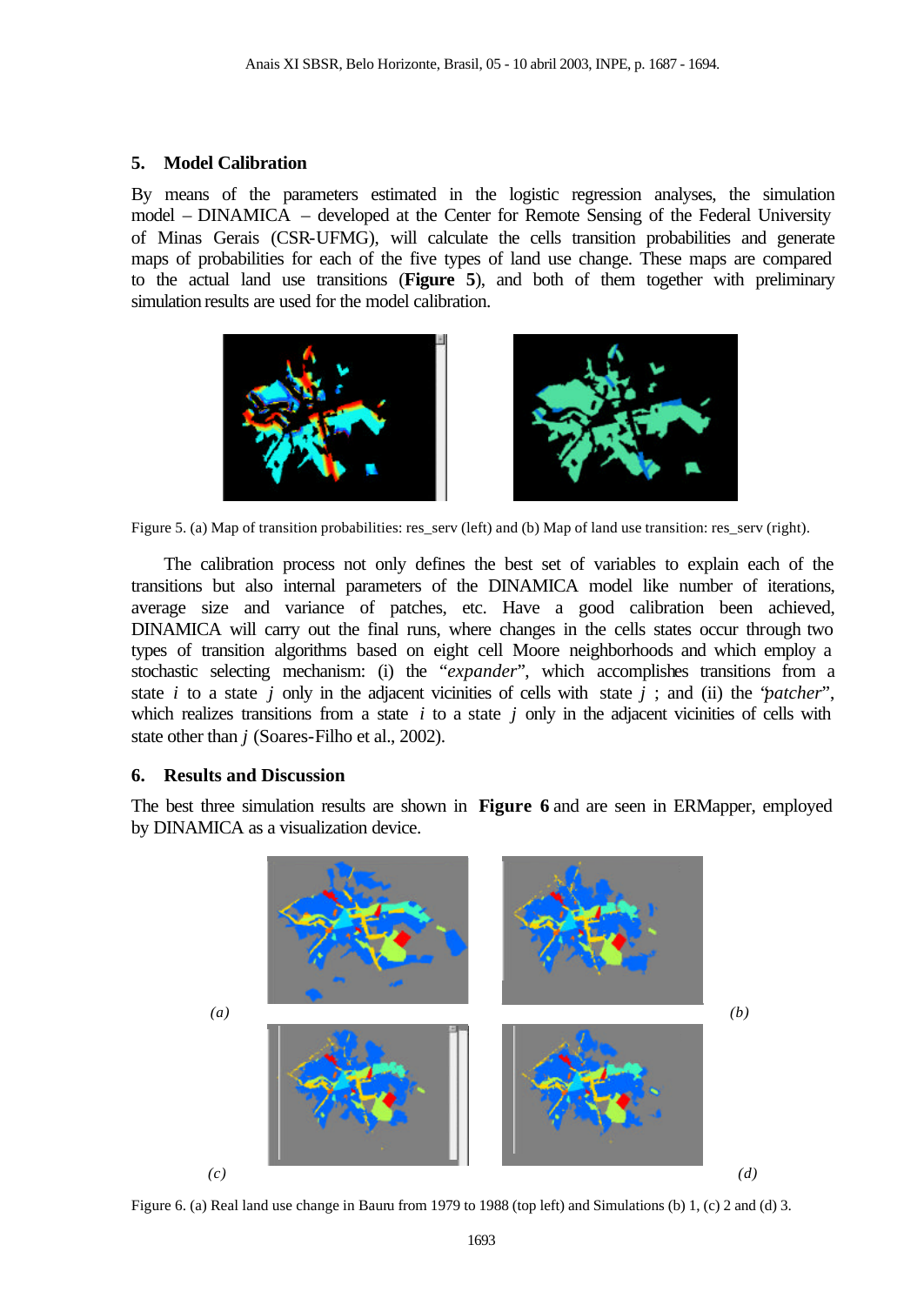## 5. Model Calibration

By means of the parameters estimated in the logistic regression analyses, the simulation model – DINAMICA – developed at the Center for Remote Sensing of the Federal University of Minas Gerais (CSR-UFMG), will calculate the cells transition probabilities and generate maps of probabilities for each of the five types of land use change. These maps are compared to the actual land use transitions (**Figure 5**), and both of them together with preliminary simulation results are used for the model calibration.

Figure 5. (a) Map of transition probabilities: res_serv (left) and (b) Map of land use transition: res_serv (right).

The calibration process not only defines the best set of variables to explain each of the transitions but also internal parameters of the DINAMICA model like number of iterations, average size and variance of patches, etc. Have a good calibration been achieved, DINAMICA will carry out the final runs, where changes in the cells states occur through two types of transition algorithms based on eight cell Moore neighborhoods and which employ a stochastic selecting mechanism: (i) the "*expander*", which accomplishes transitions from a state $i$ to a state $j$ only in the adjacent vicinities of cells with state $j$ ; and (ii) the "*patcher*", which realizes transitions from a state $i$ to a state $j$ only in the adjacent vicinities of cells with state other than $j$ (Soares-Filho et al., 2002).

## 6. Results and Discussion

The best three simulation results are shown in **Figure 6** and are seen in ERMapper, employed by DINAMICA as a visualization device.

*(a)* *(b)* *(c)* *(d)*

Figure 6. (a) Real land use change in Bauru from 1979 to 1988 (top left) and Simulations (b) 1, (c) 2 and (d) 3.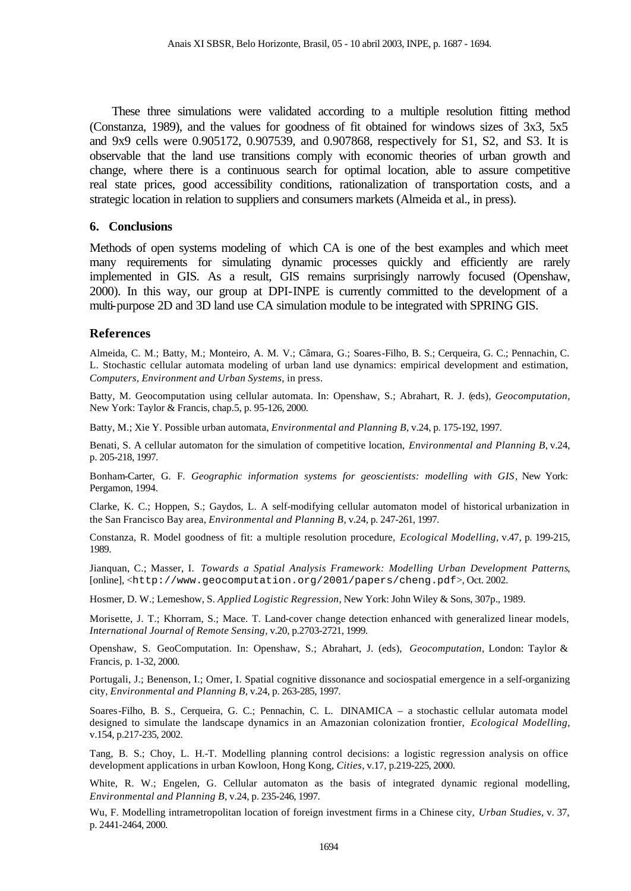These three simulations were validated according to a multiple resolution fitting method (Constanza, 1989), and the values for goodness of fit obtained for windows sizes of 3x3, 5x5 and 9x9 cells were 0.905172, 0.907539, and 0.907868, respectively for S1, S2, and S3. It is observable that the land use transitions comply with economic theories of urban growth and change, where there is a continuous search for optimal location, able to assure competitive real state prices, good accessibility conditions, rationalization of transportation costs, and a strategic location in relation to suppliers and consumers markets (Almeida et al., in press).

## 6. Conclusions

Methods of open systems modeling of which CA is one of the best examples and which meet many requirements for simulating dynamic processes quickly and efficiently are rarely implemented in GIS. As a result, GIS remains surprisingly narrowly focused (Openshaw, 2000). In this way, our group at DPI-INPE is currently committed to the development of a multi-purpose 2D and 3D land use CA simulation module to be integrated with SPRING GIS.

## References

Almeida, C. M.; Batty, M.; Monteiro, A. M. V.; Câmara, G.; Soares-Filho, B. S.; Cerqueira, G. C.; Pennachin, C. L. Stochastic cellular automata modeling of urban land use dynamics: empirical development and estimation, *Computers, Environment and Urban Systems*, in press.

Batty, M. Geocomputation using cellular automata. In: Openshaw, S.; Abrahart, R. J. (eds), *Geocomputation*, New York: Taylor & Francis, chap.5, p. 95-126, 2000.

Batty, M.; Xie Y. Possible urban automata, *Environmental and Planning B*, v.24, p. 175-192, 1997.

Benati, S. A cellular automaton for the simulation of competitive location, *Environmental and Planning B*, v.24, p. 205-218, 1997.

Bonham-Carter, G. F. *Geographic information systems for geoscientists: modelling with GIS*, New York: Pergamon, 1994.

Clarke, K. C.; Hoppen, S.; Gaydos, L. A self-modifying cellular automaton model of historical urbanization in the San Francisco Bay area, *Environmental and Planning B*, v.24, p. 247-261, 1997.

Constanza, R. Model goodness of fit: a multiple resolution procedure, *Ecological Modelling*, v.47, p. 199-215, 1989.

Jianquan, C.; Masser, I. *Towards a Spatial Analysis Framework: Modelling Urban Development Patterns*, [online], <http://www.geocomputation.org/2001/papers/cheng.pdf>, Oct. 2002.

Hosmer, D. W.; Lemeshow, S. *Applied Logistic Regression*, New York: John Wiley & Sons, 307p., 1989.

Morisette, J. T.; Khorram, S.; Mace. T. Land-cover change detection enhanced with generalized linear models, *International Journal of Remote Sensing*, v.20, p.2703-2721, 1999.

Openshaw, S. GeoComputation. In: Openshaw, S.; Abrahart, J. (eds), *Geocomputation*, London: Taylor & Francis, p. 1-32, 2000.

Portugali, J.; Benenson, I.; Omer, I. Spatial cognitive dissonance and sociospatial emergence in a self-organizing city, *Environmental and Planning B*, v.24, p. 263-285, 1997.

Soares-Filho, B. S., Cerqueira, G. C.; Pennachin, C. L. DINAMICA – a stochastic cellular automata model designed to simulate the landscape dynamics in an Amazonian colonization frontier, *Ecological Modelling*, v.154, p.217-235, 2002.

Tang, B. S.; Choy, L. H.-T. Modelling planning control decisions: a logistic regression analysis on office development applications in urban Kowloon, Hong Kong, *Cities*, v.17, p.219-225, 2000.

White, R. W.; Engelen, G. Cellular automaton as the basis of integrated dynamic regional modelling, *Environmental and Planning B*, v.24, p. 235-246, 1997.

Wu, F. Modelling intrametropolitan location of foreign investment firms in a Chinese city, *Urban Studies*, v. 37, p. 2441-2464, 2000.